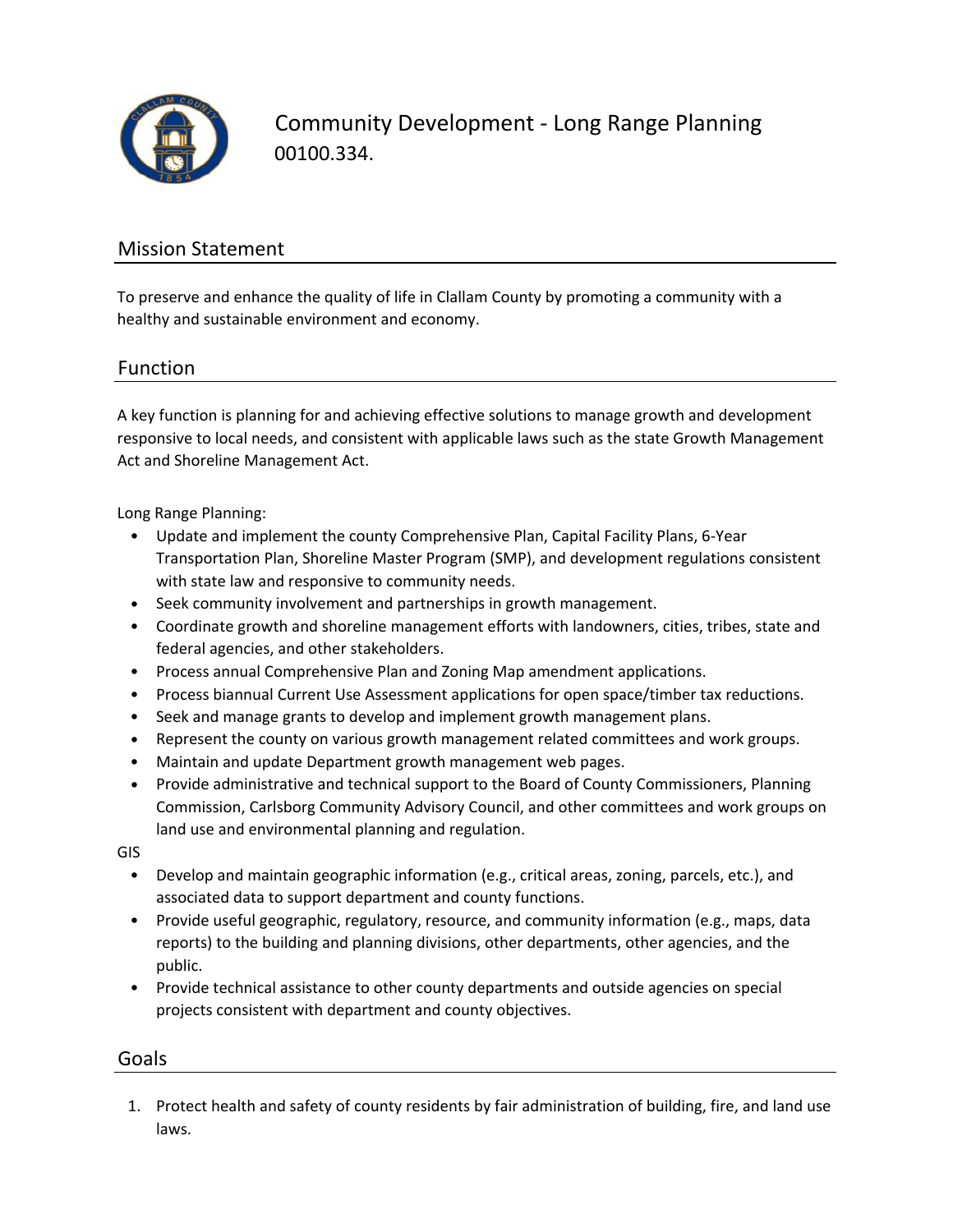# Community Development - Long Range Planning
00100.334.

## Mission Statement

To preserve and enhance the quality of life in Clallam County by promoting a community with a healthy and sustainable environment and economy.

## Function

A key function is planning for and achieving effective solutions to manage growth and development responsive to local needs, and consistent with applicable laws such as the state Growth Management Act and Shoreline Management Act.

Long Range Planning:

- Update and implement the county Comprehensive Plan, Capital Facility Plans, 6-Year Transportation Plan, Shoreline Master Program (SMP), and development regulations consistent with state law and responsive to community needs.
- Seek community involvement and partnerships in growth management.
- Coordinate growth and shoreline management efforts with landowners, cities, tribes, state and federal agencies, and other stakeholders.
- Process annual Comprehensive Plan and Zoning Map amendment applications.
- Process biannual Current Use Assessment applications for open space/timber tax reductions.
- Seek and manage grants to develop and implement growth management plans.
- Represent the county on various growth management related committees and work groups.
- Maintain and update Department growth management web pages.
- Provide administrative and technical support to the Board of County Commissioners, Planning Commission, Carlsborg Community Advisory Council, and other committees and work groups on land use and environmental planning and regulation.

GIS

- Develop and maintain geographic information (e.g., critical areas, zoning, parcels, etc.), and associated data to support department and county functions.
- Provide useful geographic, regulatory, resource, and community information (e.g., maps, data reports) to the building and planning divisions, other departments, other agencies, and the public.
- Provide technical assistance to other county departments and outside agencies on special projects consistent with department and county objectives.

## Goals

1. Protect health and safety of county residents by fair administration of building, fire, and land use laws.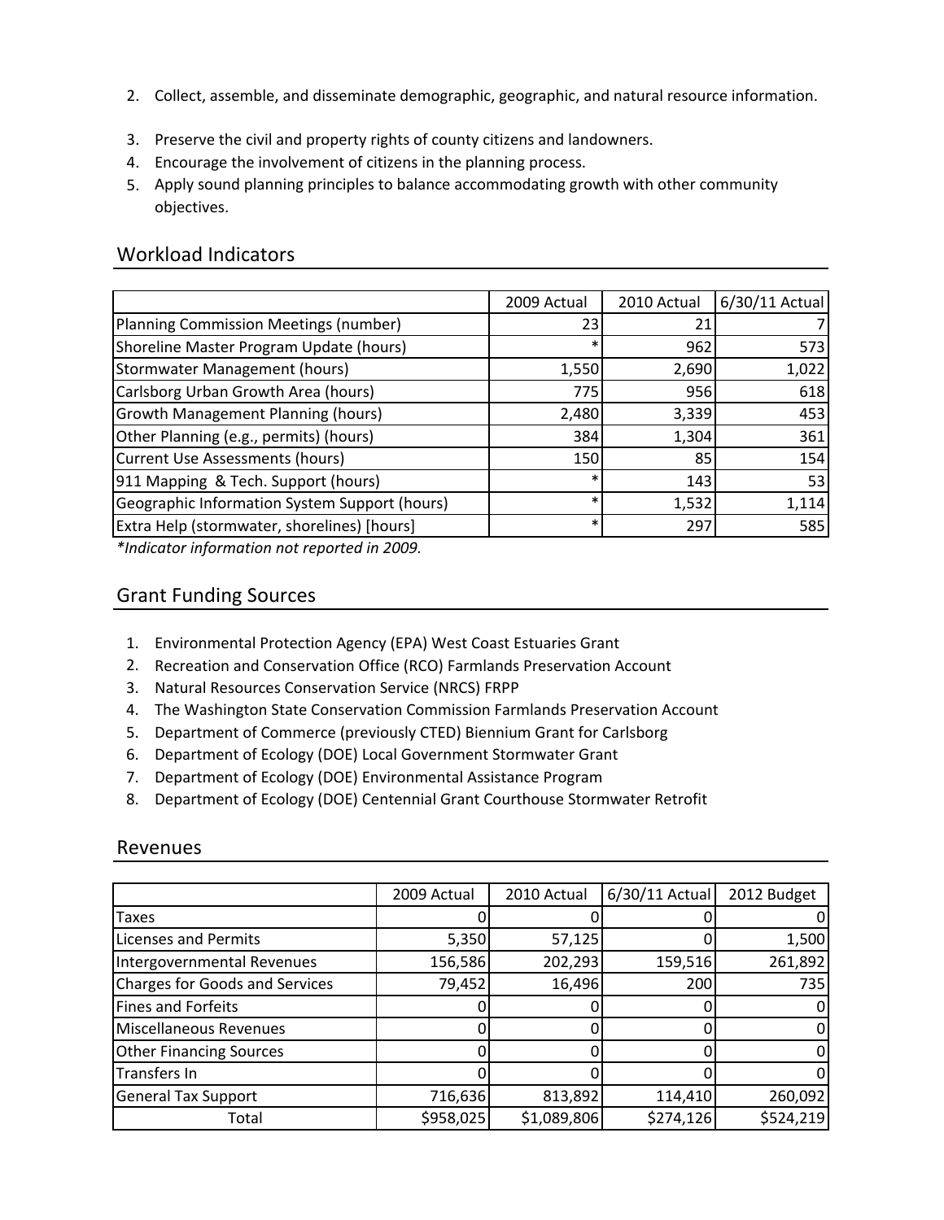2. Collect, assemble, and disseminate demographic, geographic, and natural resource information.
3. Preserve the civil and property rights of county citizens and landowners.
4. Encourage the involvement of citizens in the planning process.
5. Apply sound planning principles to balance accommodating growth with other community objectives.

## Workload Indicators

| | 2009 Actual | 2010 Actual | 6/30/11 Actual |
|---|---|---|---|
| Planning Commission Meetings (number) | 23 | 21 | 7 |
| Shoreline Master Program Update (hours) | * | 962 | 573 |
| Stormwater Management (hours) | 1,550 | 2,690 | 1,022 |
| Carlsborg Urban Growth Area (hours) | 775 | 956 | 618 |
| Growth Management Planning (hours) | 2,480 | 3,339 | 453 |
| Other Planning (e.g., permits) (hours) | 384 | 1,304 | 361 |
| Current Use Assessments (hours) | 150 | 85 | 154 |
| 911 Mapping & Tech. Support (hours) | * | 143 | 53 |
| Geographic Information System Support (hours) | * | 1,532 | 1,114 |
| Extra Help (stormwater, shorelines) [hours] | * | 297 | 585 |

*\*Indicator information not reported in 2009.*

## Grant Funding Sources

1. Environmental Protection Agency (EPA) West Coast Estuaries Grant
2. Recreation and Conservation Office (RCO) Farmlands Preservation Account
3. Natural Resources Conservation Service (NRCS) FRPP
4. The Washington State Conservation Commission Farmlands Preservation Account
5. Department of Commerce (previously CTED) Biennium Grant for Carlsborg
6. Department of Ecology (DOE) Local Government Stormwater Grant
7. Department of Ecology (DOE) Environmental Assistance Program
8. Department of Ecology (DOE) Centennial Grant Courthouse Stormwater Retrofit

## Revenues

| | 2009 Actual | 2010 Actual | 6/30/11 Actual | 2012 Budget |
|---|---|---|---|---|
| Taxes | 0 | 0 | 0 | 0 |
| Licenses and Permits | 5,350 | 57,125 | 0 | 1,500 |
| Intergovernmental Revenues | 156,586 | 202,293 | 159,516 | 261,892 |
| Charges for Goods and Services | 79,452 | 16,496 | 200 | 735 |
| Fines and Forfeits | 0 | 0 | 0 | 0 |
| Miscellaneous Revenues | 0 | 0 | 0 | 0 |
| Other Financing Sources | 0 | 0 | 0 | 0 |
| Transfers In | 0 | 0 | 0 | 0 |
| General Tax Support | 716,636 | 813,892 | 114,410 | 260,092 |
| Total | $958,025 | $1,089,806 | $274,126 | $524,219 |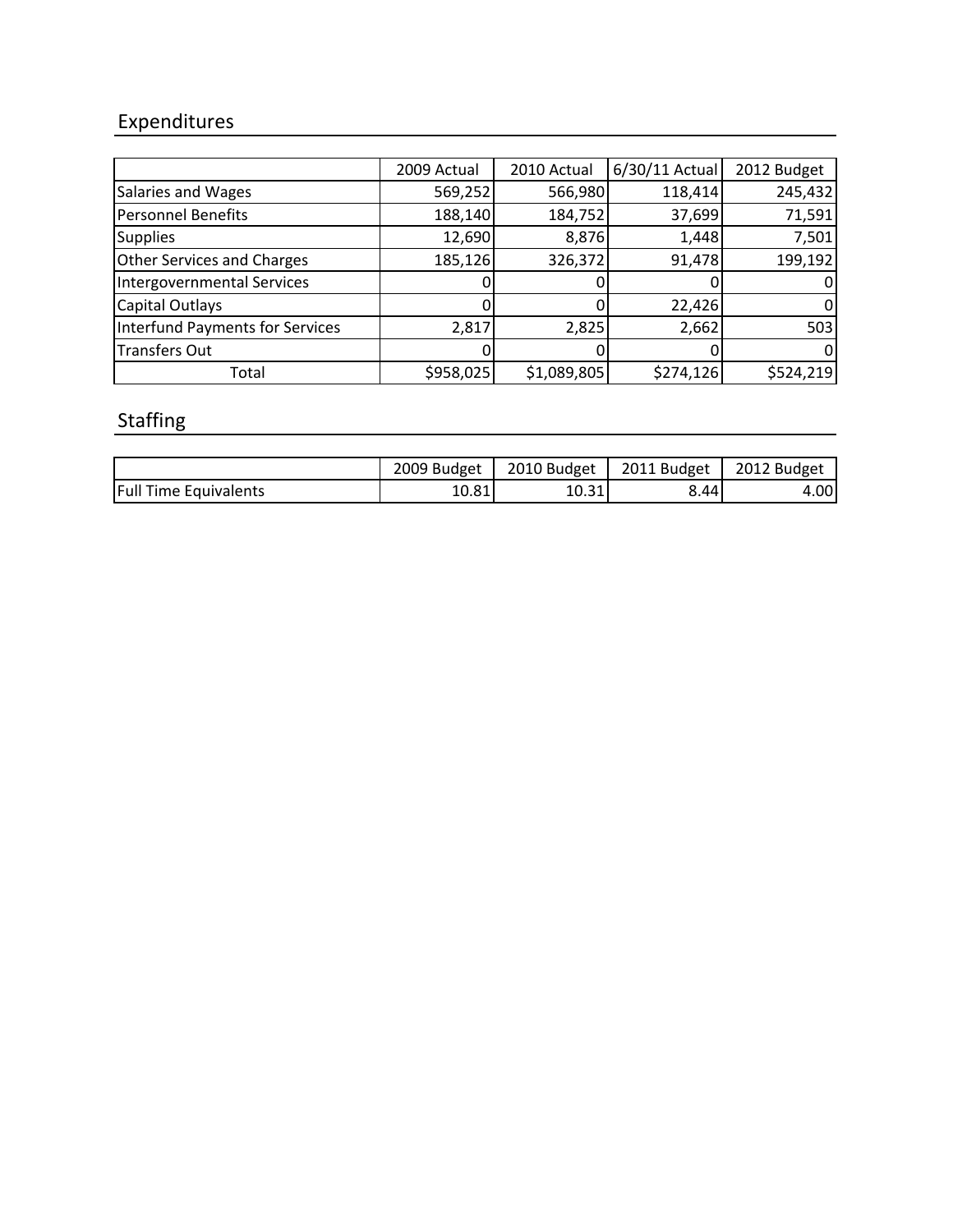## Expenditures

| | 2009 Actual | 2010 Actual | 6/30/11 Actual | 2012 Budget |
|---|---|---|---|---|
| Salaries and Wages | 569,252 | 566,980 | 118,414 | 245,432 |
| Personnel Benefits | 188,140 | 184,752 | 37,699 | 71,591 |
| Supplies | 12,690 | 8,876 | 1,448 | 7,501 |
| Other Services and Charges | 185,126 | 326,372 | 91,478 | 199,192 |
| Intergovernmental Services | 0 | 0 | 0 | 0 |
| Capital Outlays | 0 | 0 | 22,426 | 0 |
| Interfund Payments for Services | 2,817 | 2,825 | 2,662 | 503 |
| Transfers Out | 0 | 0 | 0 | 0 |
| Total | $958,025 | $1,089,805 | $274,126 | $524,219 |

## Staffing

| | 2009 Budget | 2010 Budget | 2011 Budget | 2012 Budget |
|---|---|---|---|---|
| Full Time Equivalents | 10.81 | 10.31 | 8.44 | 4.00 |